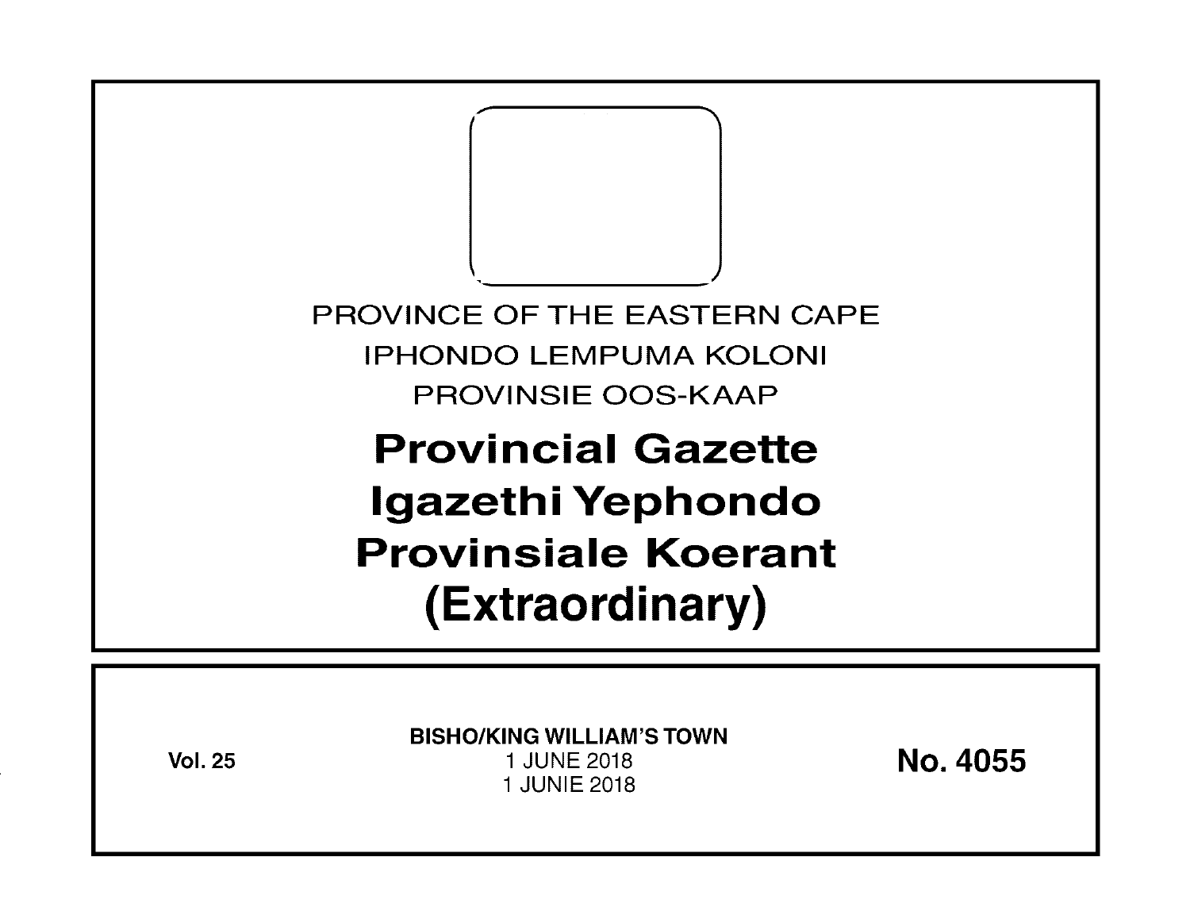PROVINCE OF THE EASTERN CAPE

IPHONDO LEMPUMA KOLONI

PROVINSIE OOS-KAAP

# Provincial Gazette
# Igazethi Yephondo
# Provinsiale Koerant
# (Extraordinary)

**Vol. 25**

**BISHO/KING WILLIAM'S TOWN**
1 JUNE 2018
1 JUNIE 2018

**No. 4055**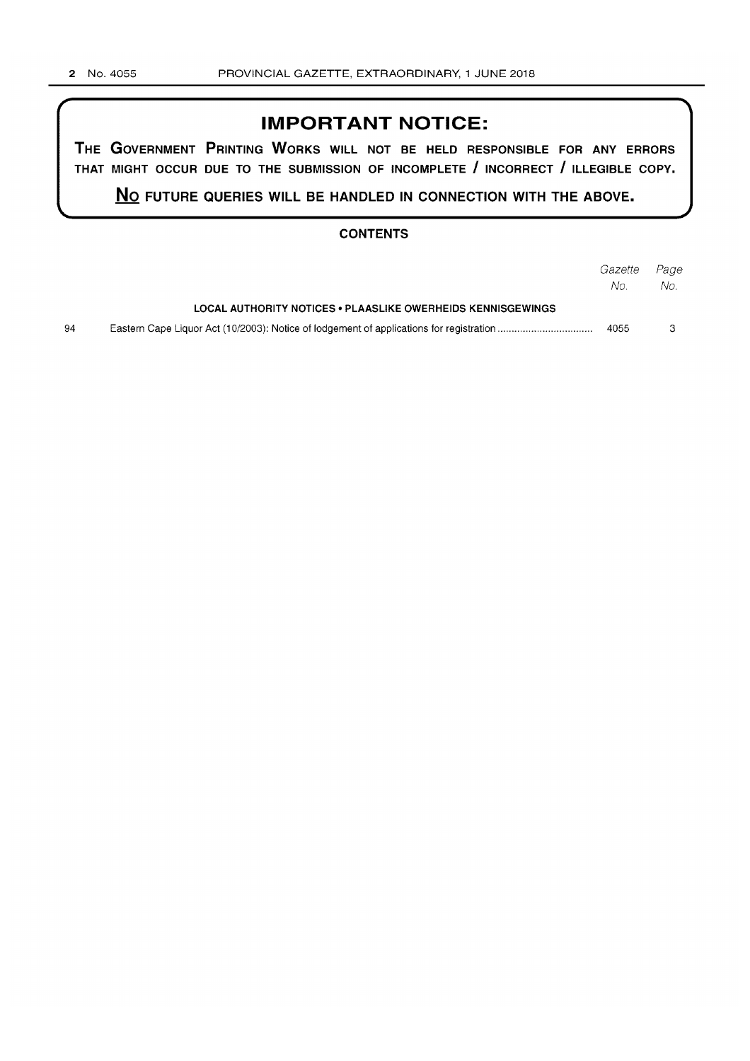# IMPORTANT NOTICE:

**THE GOVERNMENT PRINTING WORKS WILL NOT BE HELD RESPONSIBLE FOR ANY ERRORS THAT MIGHT OCCUR DUE TO THE SUBMISSION OF INCOMPLETE / INCORRECT / ILLEGIBLE COPY.**

**NO FUTURE QUERIES WILL BE HANDLED IN CONNECTION WITH THE ABOVE.**

## CONTENTS

| | | *Gazette No.* | *Page No.* |
|---|---|---|---|
| | **LOCAL AUTHORITY NOTICES • PLAASLIKE OWERHEIDS KENNISGEWINGS** | | |
| 94 | Eastern Cape Liquor Act (10/2003): Notice of lodgement of applications for registration | 4055 | 3 |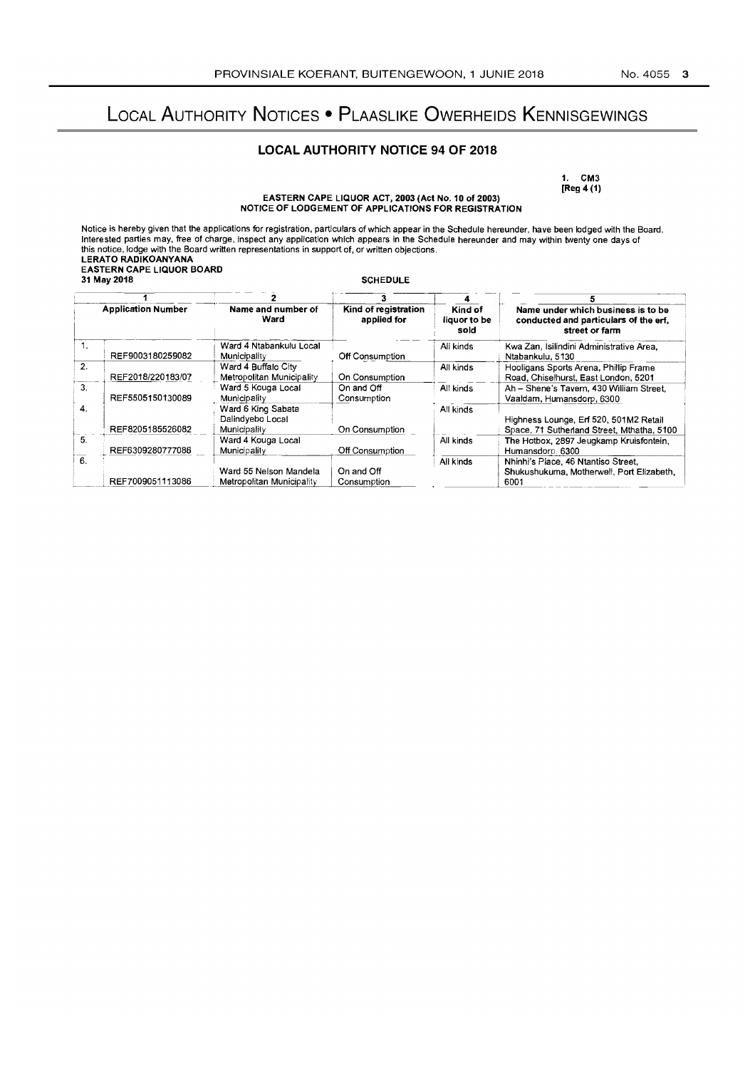# LOCAL AUTHORITY NOTICES • PLAASLIKE OWERHEIDS KENNISGEWINGS

## LOCAL AUTHORITY NOTICE 94 OF 2018

**1. CM3**
**[Reg 4 (1)**

**EASTERN CAPE LIQUOR ACT, 2003 (Act No. 10 of 2003)**
**NOTICE OF LODGEMENT OF APPLICATIONS FOR REGISTRATION**

Notice is hereby given that the applications for registration, particulars of which appear in the Schedule hereunder, have been lodged with the Board. Interested parties may, free of charge, inspect any application which appears in the Schedule hereunder and may within twenty one days of this notice, lodge with the Board written representations in support of, or written objections.

**LERATO RADIKOANYANA**
**EASTERN CAPE LIQUOR BOARD**
**31 May 2018**

**SCHEDULE**

| 1 | | 2 | 3 | 4 | 5 |
|---|---|---|---|---|---|
| **Application Number** | | **Name and number of Ward** | **Kind of registration applied for** | **Kind of liquor to be sold** | **Name under which business is to be conducted and particulars of the erf, street or farm** |
| 1. | REF9003180259082 | Ward 4 Ntabankulu Local Municipality | Off Consumption | All kinds | Kwa Zan, Isilindini Administrative Area, Ntabankulu, 5130 |
| 2. | REF2018/220183/07 | Ward 4 Buffalo City Metropolitan Municipality | On Consumption | All kinds | Hooligans Sports Arena, Phillip Frame Road, Chiselhurst, East London, 5201 |
| 3. | REF5505150130089 | Ward 5 Kouga Local Municipality | On and Off Consumption | All kinds | Ah – Shene's Tavern, 430 William Street, Vaaldam, Humansdorp, 6300 |
| 4. | REF8205185526082 | Ward 6 King Sabata Dalindyebo Local Municipality | On Consumption | All kinds | Highness Lounge, Erf 520, 501M2 Retail Space, 71 Sutherland Street, Mthatha, 5100 |
| 5. | REF6309280777086 | Ward 4 Kouga Local Municipality | Off Consumption | All kinds | The Hotbox, 2897 Jeugkamp Kruisfontein, Humansdorp, 6300 |
| 6. | REF7009051113086 | Ward 55 Nelson Mandela Metropolitan Municipality | On and Off Consumption | All kinds | Nhinhi's Place, 46 Ntantiso Street, Shukushukuma, Motherwell, Port Elizabeth, 6001 |